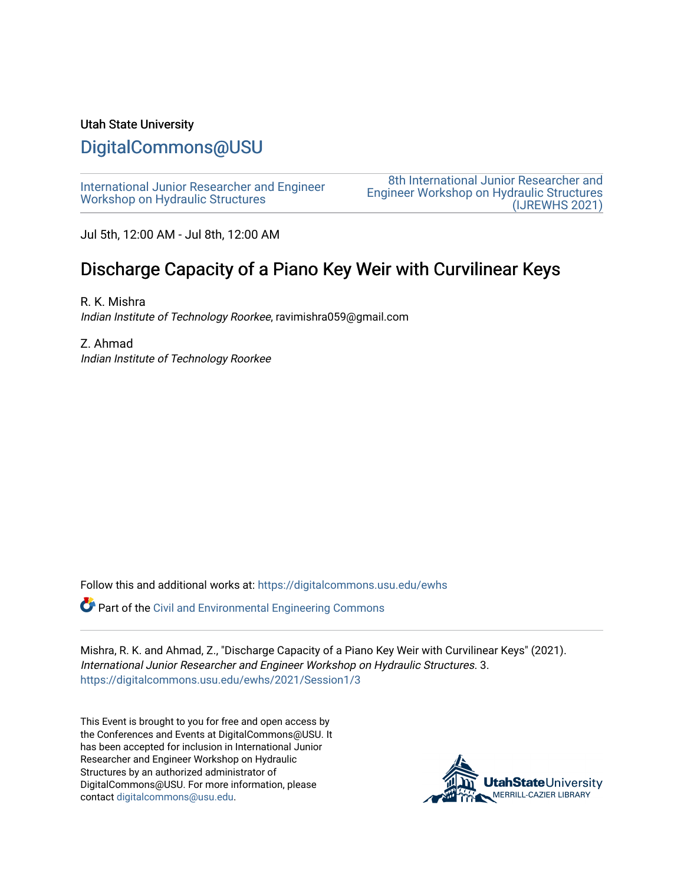Utah State University

# DigitalCommons@USU

International Junior Researcher and Engineer Workshop on Hydraulic Structures

8th International Junior Researcher and Engineer Workshop on Hydraulic Structures (IJREWHS 2021)

Jul 5th, 12:00 AM - Jul 8th, 12:00 AM

## Discharge Capacity of a Piano Key Weir with Curvilinear Keys

R. K. Mishra
*Indian Institute of Technology Roorkee*, ravimishra059@gmail.com

Z. Ahmad
*Indian Institute of Technology Roorkee*

Follow this and additional works at: https://digitalcommons.usu.edu/ewhs

Part of the Civil and Environmental Engineering Commons

Mishra, R. K. and Ahmad, Z., "Discharge Capacity of a Piano Key Weir with Curvilinear Keys" (2021). *International Junior Researcher and Engineer Workshop on Hydraulic Structures*. 3.
https://digitalcommons.usu.edu/ewhs/2021/Session1/3

This Event is brought to you for free and open access by the Conferences and Events at DigitalCommons@USU. It has been accepted for inclusion in International Junior Researcher and Engineer Workshop on Hydraulic Structures by an authorized administrator of DigitalCommons@USU. For more information, please contact digitalcommons@usu.edu.

UtahStateUniversity
MERRILL-CAZIER LIBRARY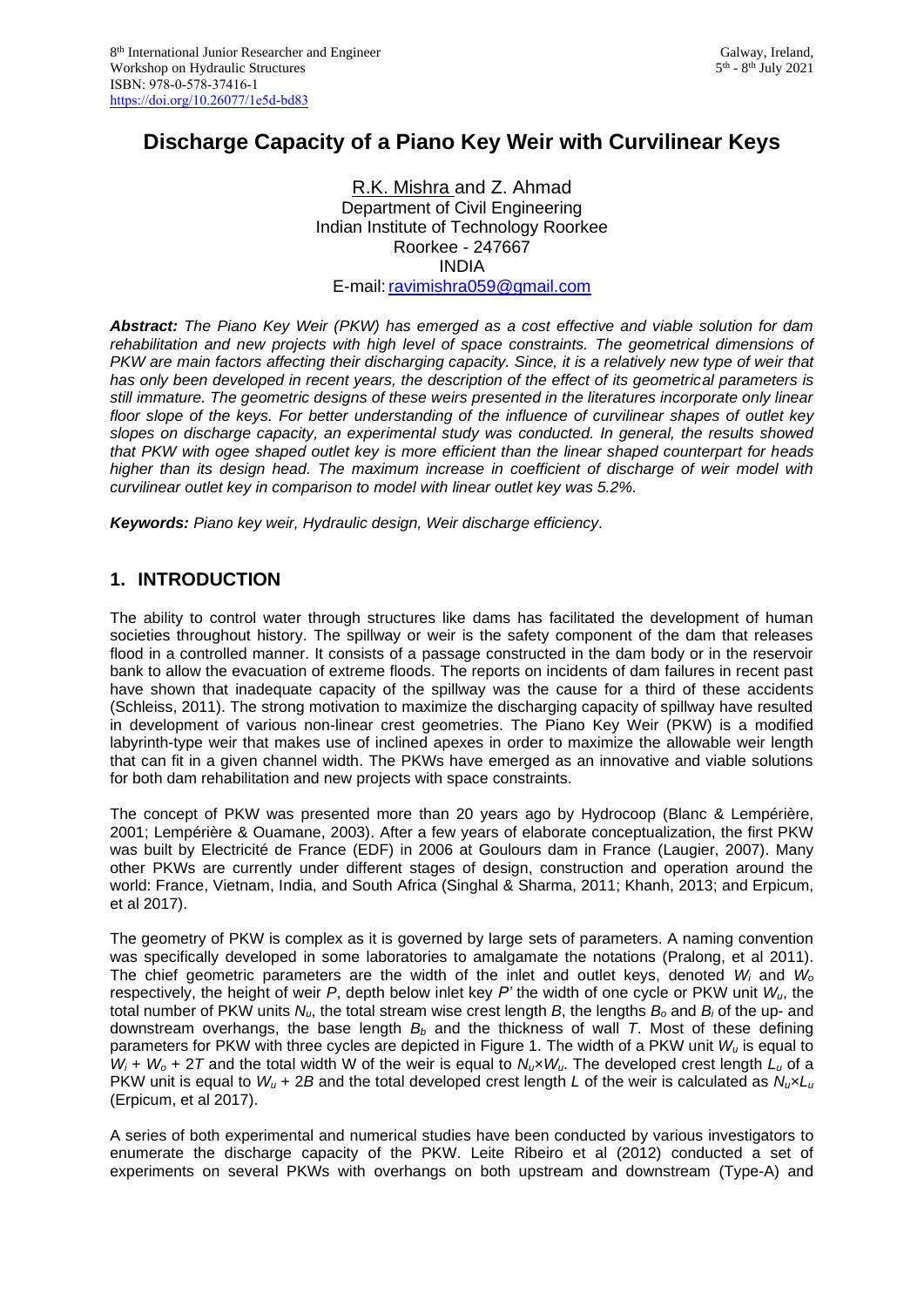# Discharge Capacity of a Piano Key Weir with Curvilinear Keys

R.K. Mishra and Z. Ahmad
Department of Civil Engineering
Indian Institute of Technology Roorkee
Roorkee - 247667
INDIA
E-mail: ravimishra059@gmail.com

***Abstract:*** *The Piano Key Weir (PKW) has emerged as a cost effective and viable solution for dam rehabilitation and new projects with high level of space constraints. The geometrical dimensions of PKW are main factors affecting their discharging capacity. Since, it is a relatively new type of weir that has only been developed in recent years, the description of the effect of its geometrical parameters is still immature. The geometric designs of these weirs presented in the literatures incorporate only linear floor slope of the keys. For better understanding of the influence of curvilinear shapes of outlet key slopes on discharge capacity, an experimental study was conducted. In general, the results showed that PKW with ogee shaped outlet key is more efficient than the linear shaped counterpart for heads higher than its design head. The maximum increase in coefficient of discharge of weir model with curvilinear outlet key in comparison to model with linear outlet key was 5.2%.*

***Keywords:*** *Piano key weir, Hydraulic design, Weir discharge efficiency.*

## 1. INTRODUCTION

The ability to control water through structures like dams has facilitated the development of human societies throughout history. The spillway or weir is the safety component of the dam that releases flood in a controlled manner. It consists of a passage constructed in the dam body or in the reservoir bank to allow the evacuation of extreme floods. The reports on incidents of dam failures in recent past have shown that inadequate capacity of the spillway was the cause for a third of these accidents (Schleiss, 2011). The strong motivation to maximize the discharging capacity of spillway have resulted in development of various non-linear crest geometries. The Piano Key Weir (PKW) is a modified labyrinth-type weir that makes use of inclined apexes in order to maximize the allowable weir length that can fit in a given channel width. The PKWs have emerged as an innovative and viable solutions for both dam rehabilitation and new projects with space constraints.

The concept of PKW was presented more than 20 years ago by Hydrocoop (Blanc & Lempérière, 2001; Lempérière & Ouamane, 2003). After a few years of elaborate conceptualization, the first PKW was built by Electricité de France (EDF) in 2006 at Goulours dam in France (Laugier, 2007). Many other PKWs are currently under different stages of design, construction and operation around the world: France, Vietnam, India, and South Africa (Singhal & Sharma, 2011; Khanh, 2013; and Erpicum, et al 2017).

The geometry of PKW is complex as it is governed by large sets of parameters. A naming convention was specifically developed in some laboratories to amalgamate the notations (Pralong, et al 2011). The chief geometric parameters are the width of the inlet and outlet keys, denoted $W_i$ and $W_o$ respectively, the height of weir $P$, depth below inlet key $P'$ the width of one cycle or PKW unit $W_u$, the total number of PKW units $N_u$, the total stream wise crest length $B$, the lengths $B_o$ and $B_i$ of the up- and downstream overhangs, the base length $B_b$ and the thickness of wall $T$. Most of these defining parameters for PKW with three cycles are depicted in Figure 1. The width of a PKW unit $W_u$ is equal to $W_i + W_o + 2T$ and the total width W of the weir is equal to $N_u \times W_u$. The developed crest length $L_u$ of a PKW unit is equal to $W_u + 2B$ and the total developed crest length $L$ of the weir is calculated as $N_u \times L_u$ (Erpicum, et al 2017).

A series of both experimental and numerical studies have been conducted by various investigators to enumerate the discharge capacity of the PKW. Leite Ribeiro et al (2012) conducted a set of experiments on several PKWs with overhangs on both upstream and downstream (Type-A) and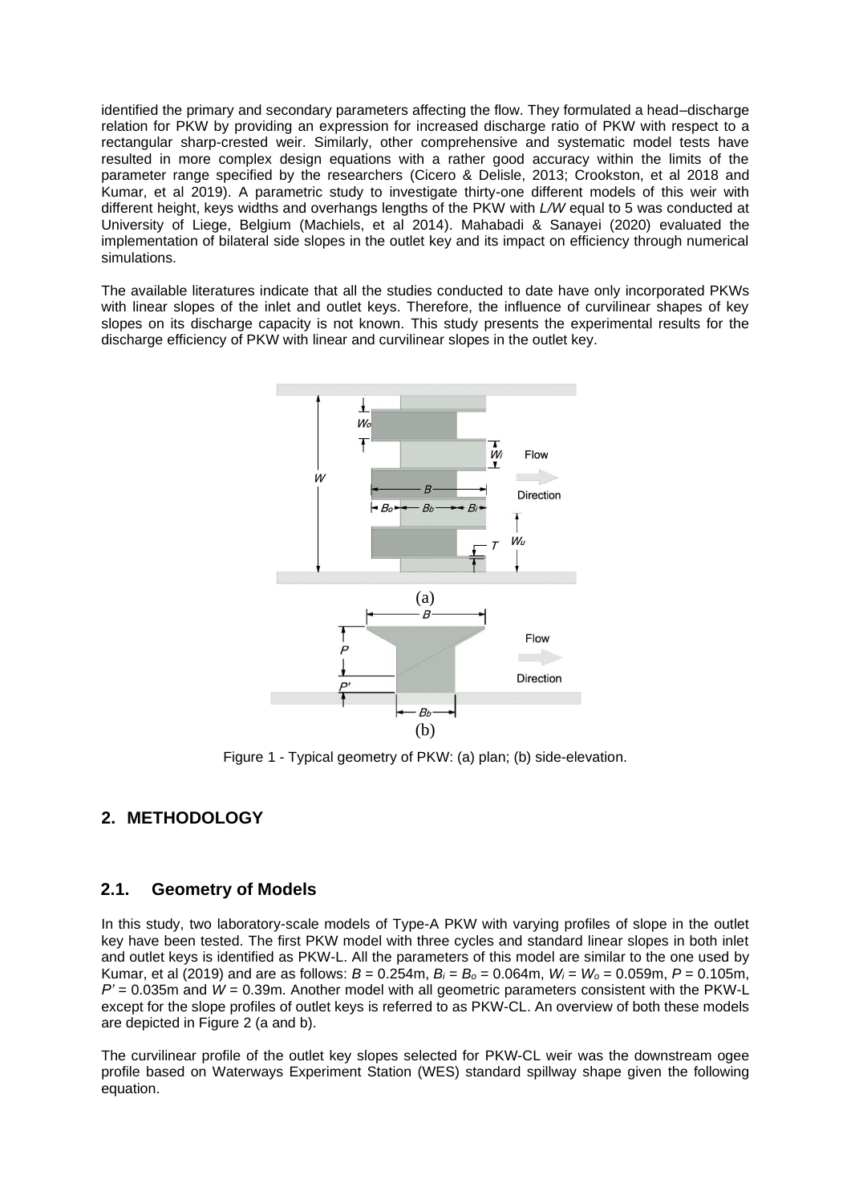identified the primary and secondary parameters affecting the flow. They formulated a head–discharge relation for PKW by providing an expression for increased discharge ratio of PKW with respect to a rectangular sharp-crested weir. Similarly, other comprehensive and systematic model tests have resulted in more complex design equations with a rather good accuracy within the limits of the parameter range specified by the researchers (Cicero & Delisle, 2013; Crookston, et al 2018 and Kumar, et al 2019). A parametric study to investigate thirty-one different models of this weir with different height, keys widths and overhangs lengths of the PKW with *L/W* equal to 5 was conducted at University of Liege, Belgium (Machiels, et al 2014). Mahabadi & Sanayei (2020) evaluated the implementation of bilateral side slopes in the outlet key and its impact on efficiency through numerical simulations.

The available literatures indicate that all the studies conducted to date have only incorporated PKWs with linear slopes of the inlet and outlet keys. Therefore, the influence of curvilinear shapes of key slopes on its discharge capacity is not known. This study presents the experimental results for the discharge efficiency of PKW with linear and curvilinear slopes in the outlet key.

Figure 1 - Typical geometry of PKW: (a) plan; (b) side-elevation.

## 2. METHODOLOGY

### 2.1. Geometry of Models

In this study, two laboratory-scale models of Type-A PKW with varying profiles of slope in the outlet key have been tested. The first PKW model with three cycles and standard linear slopes in both inlet and outlet keys is identified as PKW-L. All the parameters of this model are similar to the one used by Kumar, et al (2019) and are as follows: $B$ = 0.254m, $B_i = B_o$ = 0.064m, $W_i = W_o$ = 0.059m, $P$ = 0.105m, $P'$ = 0.035m and $W$ = 0.39m. Another model with all geometric parameters consistent with the PKW-L except for the slope profiles of outlet keys is referred to as PKW-CL. An overview of both these models are depicted in Figure 2 (a and b).

The curvilinear profile of the outlet key slopes selected for PKW-CL weir was the downstream ogee profile based on Waterways Experiment Station (WES) standard spillway shape given the following equation.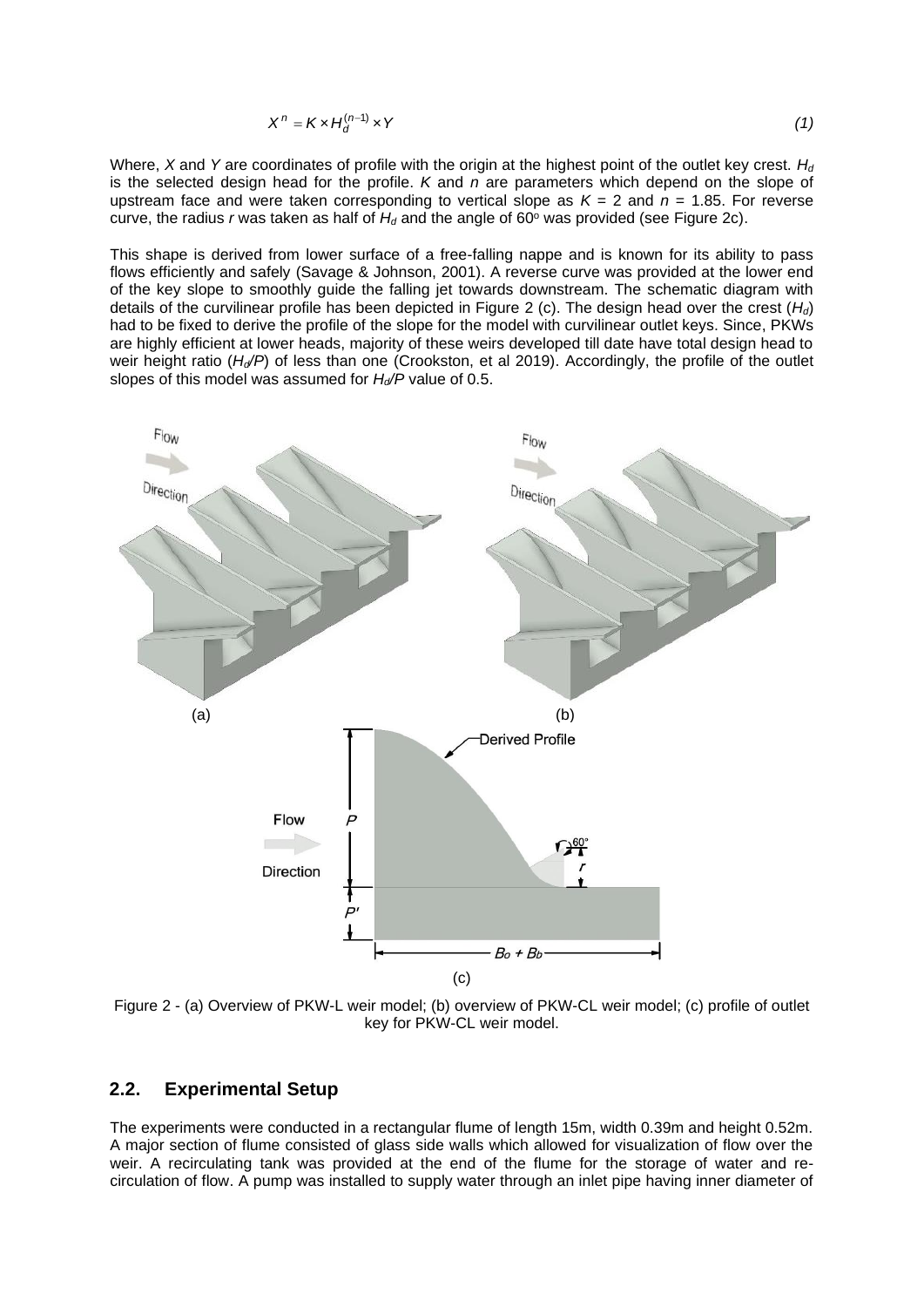$$X^n = K \times H_d^{(n-1)} \times Y \tag{1}$$

Where, $X$ and $Y$ are coordinates of profile with the origin at the highest point of the outlet key crest. $H_d$ is the selected design head for the profile. $K$ and $n$ are parameters which depend on the slope of upstream face and were taken corresponding to vertical slope as $K$ = 2 and $n$ = 1.85. For reverse curve, the radius $r$ was taken as half of $H_d$ and the angle of 60° was provided (see Figure 2c).

This shape is derived from lower surface of a free-falling nappe and is known for its ability to pass flows efficiently and safely (Savage & Johnson, 2001). A reverse curve was provided at the lower end of the key slope to smoothly guide the falling jet towards downstream. The schematic diagram with details of the curvilinear profile has been depicted in Figure 2 (c). The design head over the crest ($H_d$) had to be fixed to derive the profile of the slope for the model with curvilinear outlet keys. Since, PKWs are highly efficient at lower heads, majority of these weirs developed till date have total design head to weir height ratio ($H_d/P$) of less than one (Crookston, et al 2019). Accordingly, the profile of the outlet slopes of this model was assumed for $H_d/P$ value of 0.5.

Figure 2 - (a) Overview of PKW-L weir model; (b) overview of PKW-CL weir model; (c) profile of outlet key for PKW-CL weir model.

## 2.2. Experimental Setup

The experiments were conducted in a rectangular flume of length 15m, width 0.39m and height 0.52m. A major section of flume consisted of glass side walls which allowed for visualization of flow over the weir. A recirculating tank was provided at the end of the flume for the storage of water and re-circulation of flow. A pump was installed to supply water through an inlet pipe having inner diameter of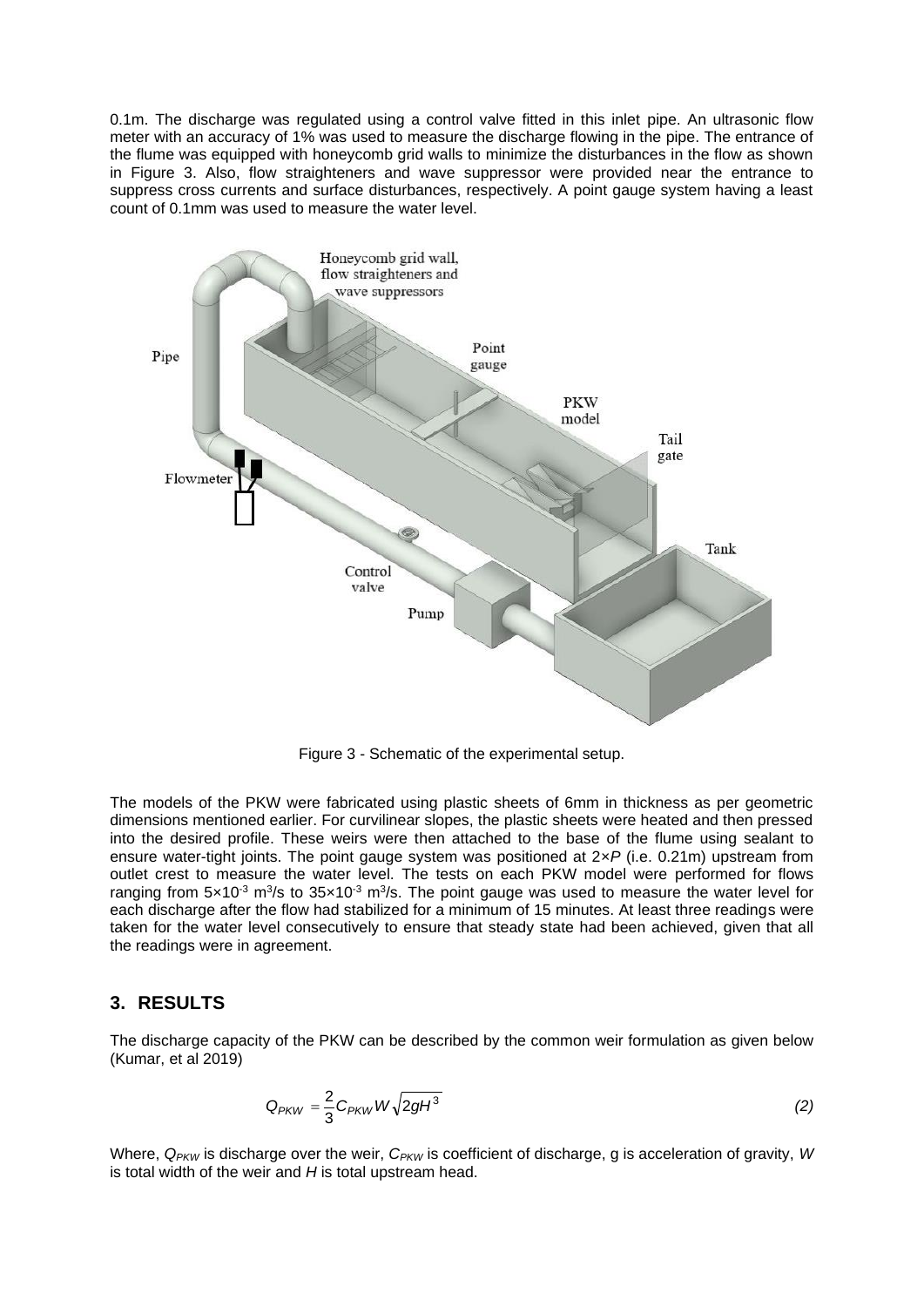0.1m. The discharge was regulated using a control valve fitted in this inlet pipe. An ultrasonic flow meter with an accuracy of 1% was used to measure the discharge flowing in the pipe. The entrance of the flume was equipped with honeycomb grid walls to minimize the disturbances in the flow as shown in Figure 3. Also, flow straighteners and wave suppressor were provided near the entrance to suppress cross currents and surface disturbances, respectively. A point gauge system having a least count of 0.1mm was used to measure the water level.

Figure 3 - Schematic of the experimental setup.

The models of the PKW were fabricated using plastic sheets of 6mm in thickness as per geometric dimensions mentioned earlier. For curvilinear slopes, the plastic sheets were heated and then pressed into the desired profile. These weirs were then attached to the base of the flume using sealant to ensure water-tight joints. The point gauge system was positioned at $2 \times P$ (i.e. 0.21m) upstream from outlet crest to measure the water level. The tests on each PKW model were performed for flows ranging from $5 \times 10^{-3}$ $m^3/s$ to $35 \times 10^{-3}$ $m^3/s$. The point gauge was used to measure the water level for each discharge after the flow had stabilized for a minimum of 15 minutes. At least three readings were taken for the water level consecutively to ensure that steady state had been achieved, given that all the readings were in agreement.

## 3. RESULTS

The discharge capacity of the PKW can be described by the common weir formulation as given below (Kumar, et al 2019)

$$Q_{PKW} = \frac{2}{3} C_{PKW} W \sqrt{2gH^3} \tag{2}$$

Where, $Q_{PKW}$ is discharge over the weir, $C_{PKW}$ is coefficient of discharge, g is acceleration of gravity, $W$ is total width of the weir and $H$ is total upstream head.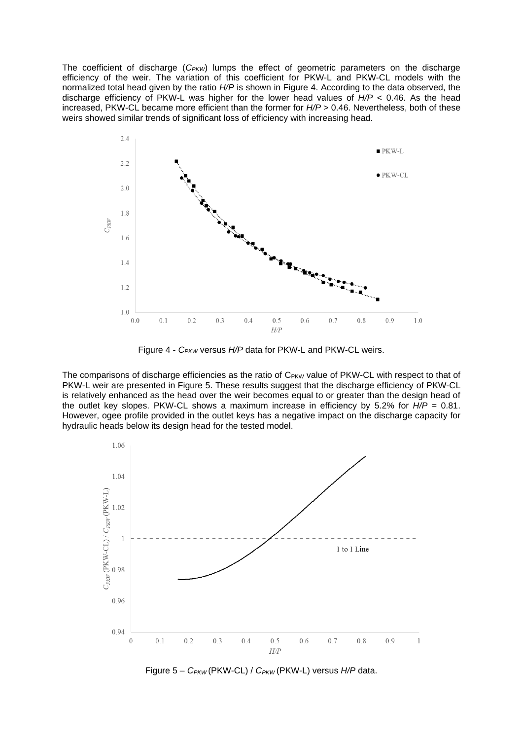The coefficient of discharge ($C_{PKW}$) lumps the effect of geometric parameters on the discharge efficiency of the weir. The variation of this coefficient for PKW-L and PKW-CL models with the normalized total head given by the ratio $H/P$ is shown in Figure 4. According to the data observed, the discharge efficiency of PKW-L was higher for the lower head values of $H/P$ < 0.46. As the head increased, PKW-CL became more efficient than the former for $H/P$ > 0.46. Nevertheless, both of these weirs showed similar trends of significant loss of efficiency with increasing head.

Figure 4 - $C_{PKW}$ versus $H/P$ data for PKW-L and PKW-CL weirs.

The comparisons of discharge efficiencies as the ratio of $C_{PKW}$ value of PKW-CL with respect to that of PKW-L weir are presented in Figure 5. These results suggest that the discharge efficiency of PKW-CL is relatively enhanced as the head over the weir becomes equal to or greater than the design head of the outlet key slopes. PKW-CL shows a maximum increase in efficiency by 5.2% for $H/P$ = 0.81. However, ogee profile provided in the outlet keys has a negative impact on the discharge capacity for hydraulic heads below its design head for the tested model.

Figure 5 – $C_{PKW}$ (PKW-CL) / $C_{PKW}$ (PKW-L) versus $H/P$ data.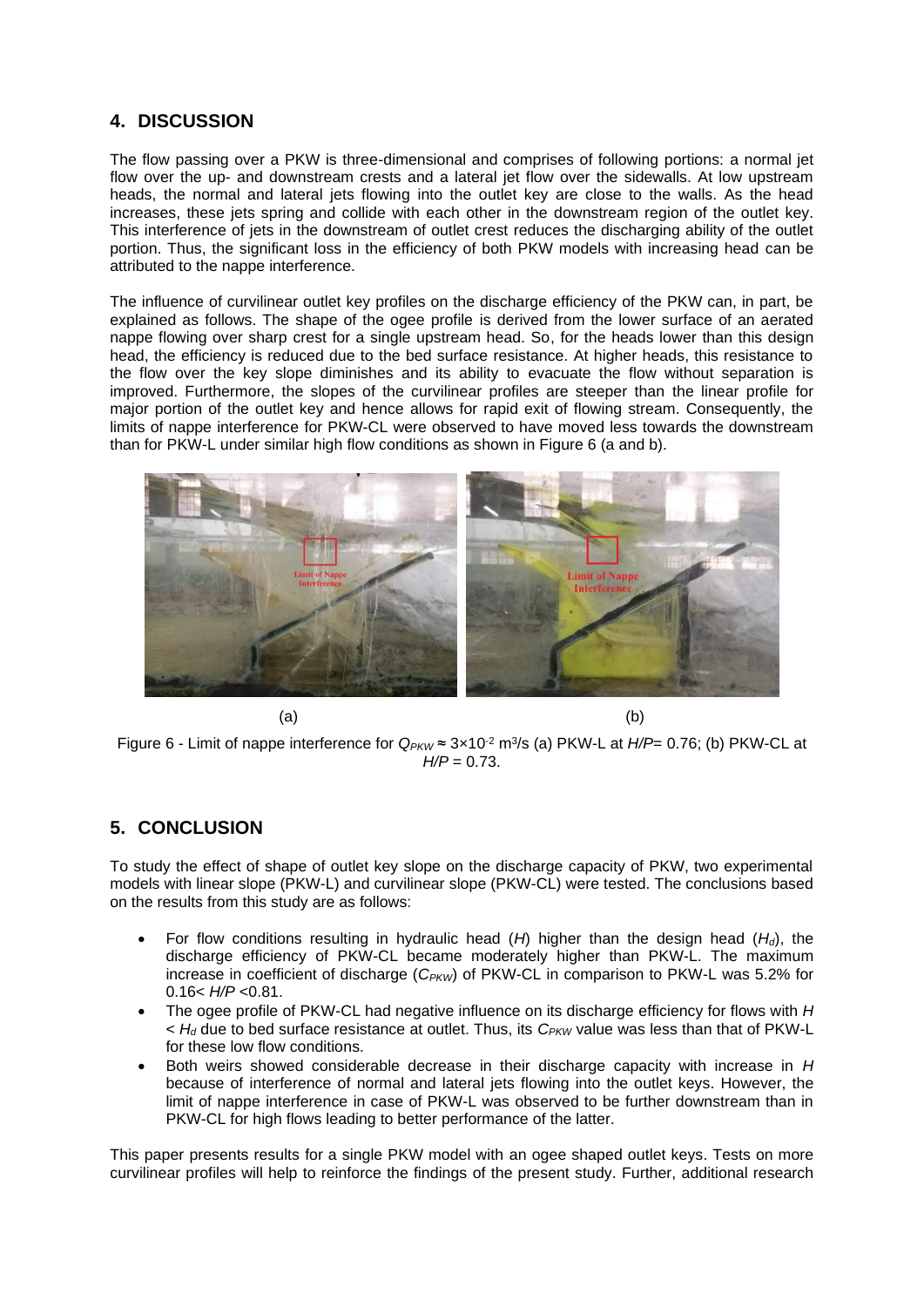## 4. DISCUSSION

The flow passing over a PKW is three-dimensional and comprises of following portions: a normal jet flow over the up- and downstream crests and a lateral jet flow over the sidewalls. At low upstream heads, the normal and lateral jets flowing into the outlet key are close to the walls. As the head increases, these jets spring and collide with each other in the downstream region of the outlet key. This interference of jets in the downstream of outlet crest reduces the discharging ability of the outlet portion. Thus, the significant loss in the efficiency of both PKW models with increasing head can be attributed to the nappe interference.

The influence of curvilinear outlet key profiles on the discharge efficiency of the PKW can, in part, be explained as follows. The shape of the ogee profile is derived from the lower surface of an aerated nappe flowing over sharp crest for a single upstream head. So, for the heads lower than this design head, the efficiency is reduced due to the bed surface resistance. At higher heads, this resistance to the flow over the key slope diminishes and its ability to evacuate the flow without separation is improved. Furthermore, the slopes of the curvilinear profiles are steeper than the linear profile for major portion of the outlet key and hence allows for rapid exit of flowing stream. Consequently, the limits of nappe interference for PKW-CL were observed to have moved less towards the downstream than for PKW-L under similar high flow conditions as shown in Figure 6 (a and b).

(a) (b)

Figure 6 - Limit of nappe interference for $Q_{PKW} \approx 3{\times}10^{-2}$ m$^3$/s (a) PKW-L at $H/P$= 0.76; (b) PKW-CL at $H/P$ = 0.73.

## 5. CONCLUSION

To study the effect of shape of outlet key slope on the discharge capacity of PKW, two experimental models with linear slope (PKW-L) and curvilinear slope (PKW-CL) were tested. The conclusions based on the results from this study are as follows:

- For flow conditions resulting in hydraulic head ($H$) higher than the design head ($H_d$), the discharge efficiency of PKW-CL became moderately higher than PKW-L. The maximum increase in coefficient of discharge ($C_{PKW}$) of PKW-CL in comparison to PKW-L was 5.2% for $0.16 < H/P < 0.81$.
- The ogee profile of PKW-CL had negative influence on its discharge efficiency for flows with $H < H_d$ due to bed surface resistance at outlet. Thus, its $C_{PKW}$ value was less than that of PKW-L for these low flow conditions.
- Both weirs showed considerable decrease in their discharge capacity with increase in $H$ because of interference of normal and lateral jets flowing into the outlet keys. However, the limit of nappe interference in case of PKW-L was observed to be further downstream than in PKW-CL for high flows leading to better performance of the latter.

This paper presents results for a single PKW model with an ogee shaped outlet keys. Tests on more curvilinear profiles will help to reinforce the findings of the present study. Further, additional research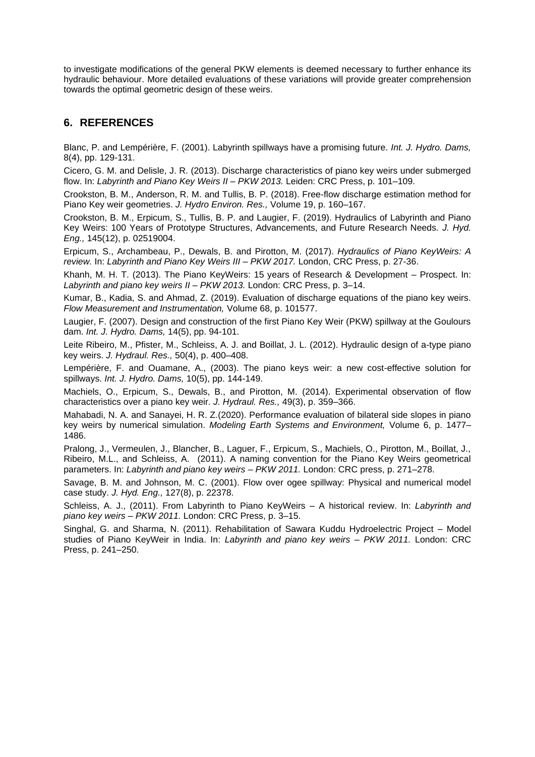to investigate modifications of the general PKW elements is deemed necessary to further enhance its hydraulic behaviour. More detailed evaluations of these variations will provide greater comprehension towards the optimal geometric design of these weirs.

## 6. REFERENCES

Blanc, P. and Lempérière, F. (2001). Labyrinth spillways have a promising future. *Int. J. Hydro. Dams,* 8(4), pp. 129-131.

Cicero, G. M. and Delisle, J. R. (2013). Discharge characteristics of piano key weirs under submerged flow. In: *Labyrinth and Piano Key Weirs II – PKW 2013.* Leiden: CRC Press, p. 101–109.

Crookston, B. M., Anderson, R. M. and Tullis, B. P. (2018). Free-flow discharge estimation method for Piano Key weir geometries. *J. Hydro Environ. Res.,* Volume 19, p. 160–167.

Crookston, B. M., Erpicum, S., Tullis, B. P. and Laugier, F. (2019). Hydraulics of Labyrinth and Piano Key Weirs: 100 Years of Prototype Structures, Advancements, and Future Research Needs. *J. Hyd. Eng.,* 145(12), p. 02519004.

Erpicum, S., Archambeau, P., Dewals, B. and Pirotton, M. (2017). *Hydraulics of Piano KeyWeirs: A review.* In: *Labyrinth and Piano Key Weirs III – PKW 2017.* London, CRC Press, p. 27-36.

Khanh, M. H. T. (2013). The Piano KeyWeirs: 15 years of Research & Development – Prospect. In: *Labyrinth and piano key weirs II – PKW 2013.* London: CRC Press, p. 3–14.

Kumar, B., Kadia, S. and Ahmad, Z. (2019). Evaluation of discharge equations of the piano key weirs. *Flow Measurement and Instrumentation,* Volume 68, p. 101577.

Laugier, F. (2007). Design and construction of the first Piano Key Weir (PKW) spillway at the Goulours dam. *Int. J. Hydro. Dams,* 14(5), pp. 94-101.

Leite Ribeiro, M., Pfister, M., Schleiss, A. J. and Boillat, J. L. (2012). Hydraulic design of a-type piano key weirs. *J. Hydraul. Res.,* 50(4), p. 400–408.

Lempérière, F. and Ouamane, A., (2003). The piano keys weir: a new cost-effective solution for spillways. *Int. J. Hydro. Dams,* 10(5), pp. 144-149.

Machiels, O., Erpicum, S., Dewals, B., and Pirotton, M. (2014). Experimental observation of flow characteristics over a piano key weir. *J. Hydraul. Res.,* 49(3), p. 359–366.

Mahabadi, N. A. and Sanayei, H. R. Z.(2020). Performance evaluation of bilateral side slopes in piano key weirs by numerical simulation. *Modeling Earth Systems and Environment,* Volume 6, p. 1477–1486.

Pralong, J., Vermeulen, J., Blancher, B., Laguer, F., Erpicum, S., Machiels, O., Pirotton, M., Boillat, J., Ribeiro, M.L., and Schleiss, A. (2011). A naming convention for the Piano Key Weirs geometrical parameters. In: *Labyrinth and piano key weirs – PKW 2011.* London: CRC press, p. 271–278.

Savage, B. M. and Johnson, M. C. (2001). Flow over ogee spillway: Physical and numerical model case study. *J. Hyd. Eng.,* 127(8), p. 22378.

Schleiss, A. J., (2011). From Labyrinth to Piano KeyWeirs – A historical review. In: *Labyrinth and piano key weirs – PKW 2011.* London: CRC Press, p. 3–15.

Singhal, G. and Sharma, N. (2011). Rehabilitation of Sawara Kuddu Hydroelectric Project – Model studies of Piano KeyWeir in India. In: *Labyrinth and piano key weirs – PKW 2011.* London: CRC Press, p. 241–250.